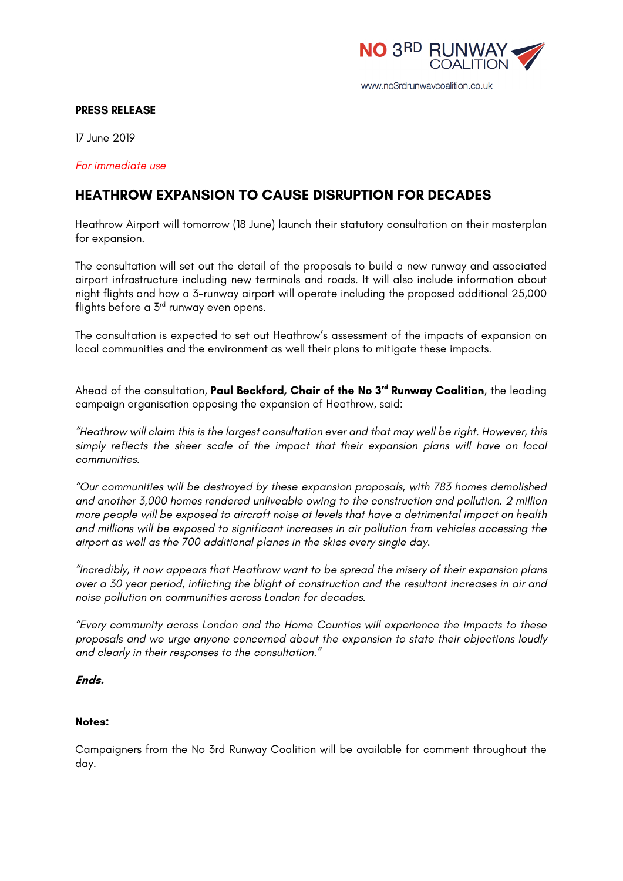NO 3RD RUNWAY COALITION

www.no3rdrunwaycoalition.co.uk

**PRESS RELEASE**

17 June 2019

*For immediate use*

## HEATHROW EXPANSION TO CAUSE DISRUPTION FOR DECADES

Heathrow Airport will tomorrow (18 June) launch their statutory consultation on their masterplan for expansion.

The consultation will set out the detail of the proposals to build a new runway and associated airport infrastructure including new terminals and roads. It will also include information about night flights and how a 3-runway airport will operate including the proposed additional 25,000 flights before a 3rd runway even opens.

The consultation is expected to set out Heathrow's assessment of the impacts of expansion on local communities and the environment as well their plans to mitigate these impacts.

Ahead of the consultation, **Paul Beckford, Chair of the No 3rd Runway Coalition**, the leading campaign organisation opposing the expansion of Heathrow, said:

*"Heathrow will claim this is the largest consultation ever and that may well be right. However, this simply reflects the sheer scale of the impact that their expansion plans will have on local communities.*

*"Our communities will be destroyed by these expansion proposals, with 783 homes demolished and another 3,000 homes rendered unliveable owing to the construction and pollution. 2 million more people will be exposed to aircraft noise at levels that have a detrimental impact on health and millions will be exposed to significant increases in air pollution from vehicles accessing the airport as well as the 700 additional planes in the skies every single day.*

*"Incredibly, it now appears that Heathrow want to be spread the misery of their expansion plans over a 30 year period, inflicting the blight of construction and the resultant increases in air and noise pollution on communities across London for decades.*

*"Every community across London and the Home Counties will experience the impacts to these proposals and we urge anyone concerned about the expansion to state their objections loudly and clearly in their responses to the consultation."*

***Ends.***

**Notes:**

Campaigners from the No 3rd Runway Coalition will be available for comment throughout the day.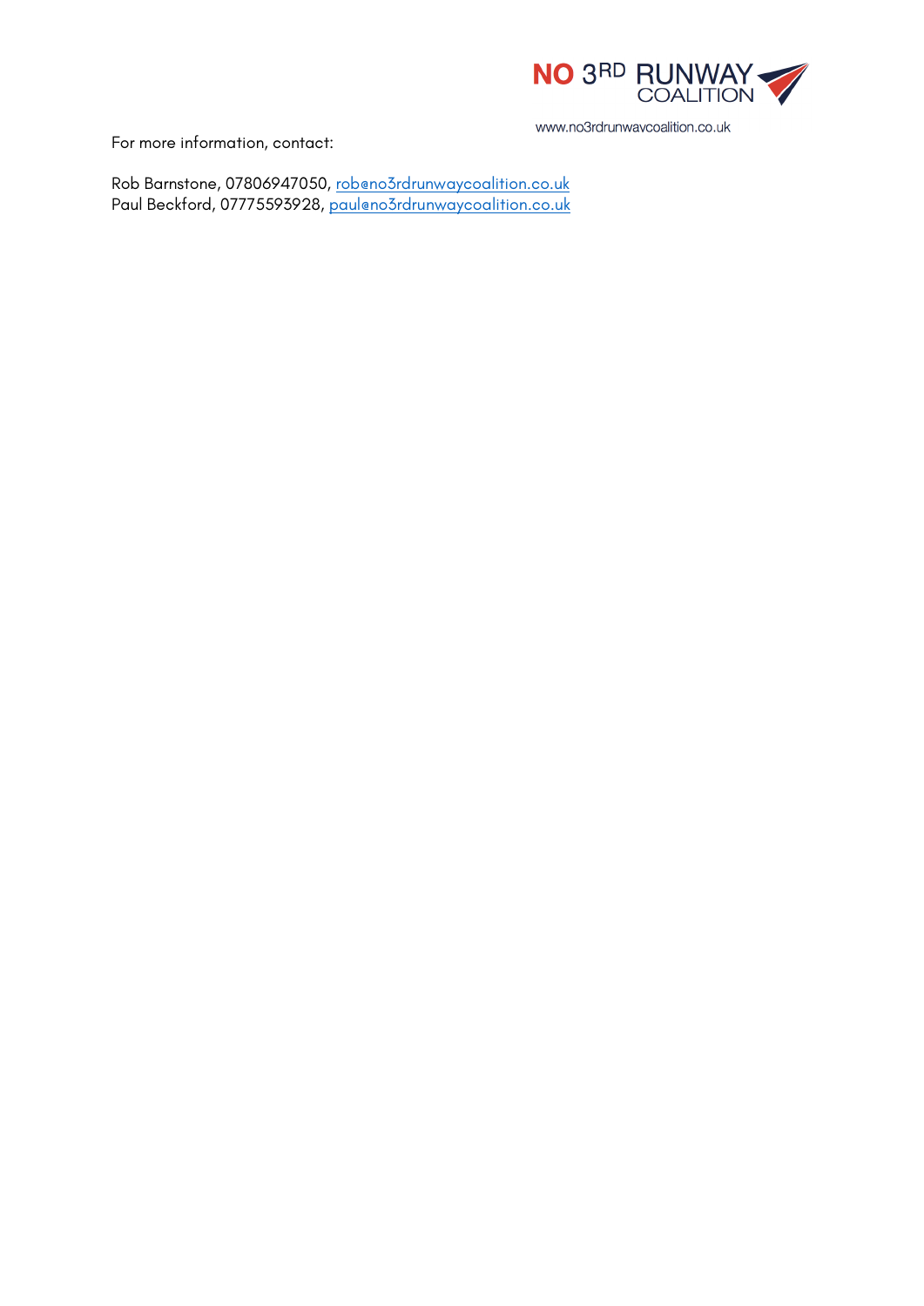NO 3RD RUNWAY COALITION

www.no3rdrunwaycoalition.co.uk

For more information, contact:

Rob Barnstone, 07806947050, rob@no3rdrunwaycoalition.co.uk
Paul Beckford, 07775593928, paul@no3rdrunwaycoalition.co.uk